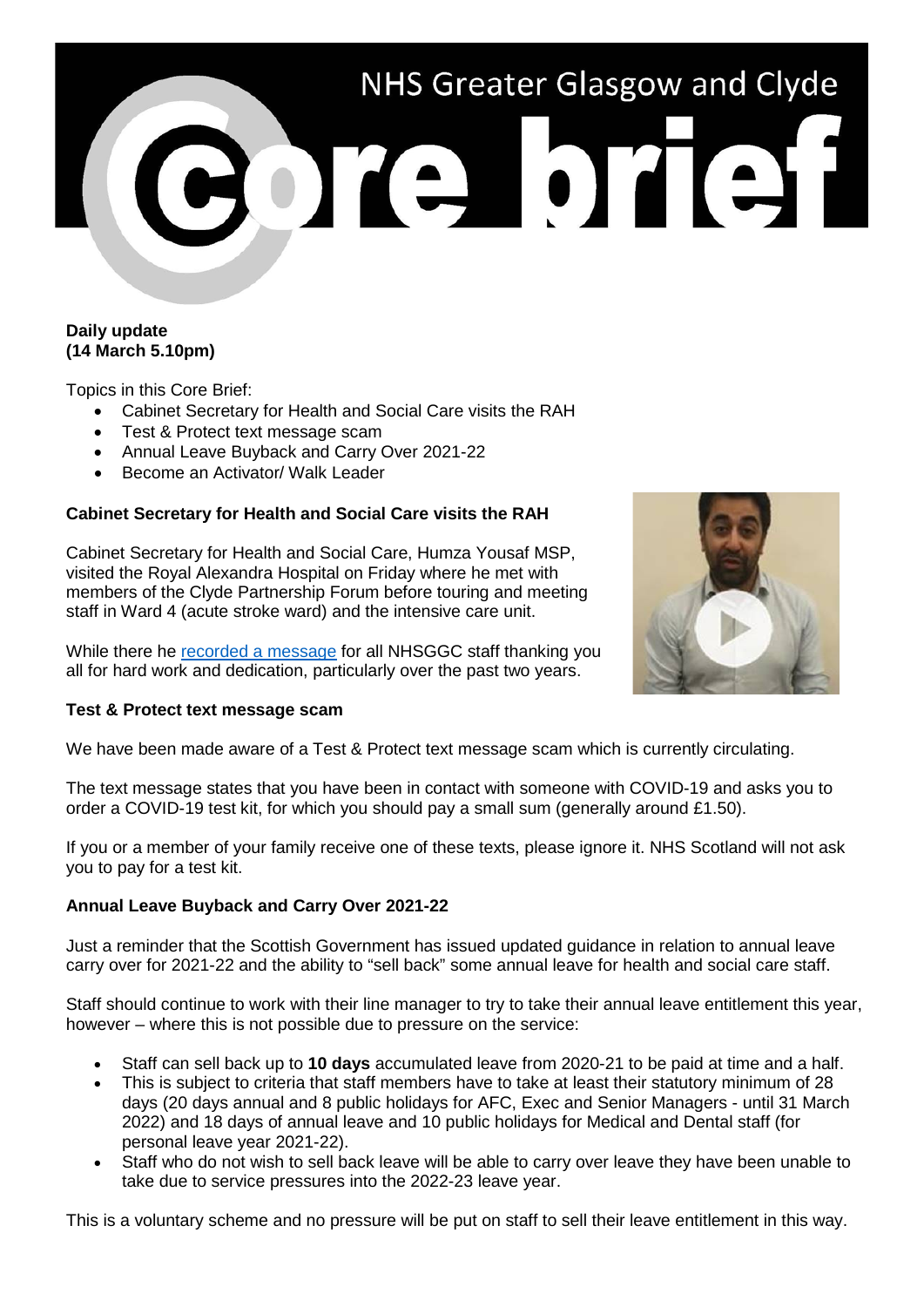# NHS Greater Glasgow and Clyde Core brief

**Daily update**
**(14 March 5.10pm)**

Topics in this Core Brief:

- Cabinet Secretary for Health and Social Care visits the RAH
- Test & Protect text message scam
- Annual Leave Buyback and Carry Over 2021-22
- Become an Activator/ Walk Leader

### Cabinet Secretary for Health and Social Care visits the RAH

Cabinet Secretary for Health and Social Care, Humza Yousaf MSP, visited the Royal Alexandra Hospital on Friday where he met with members of the Clyde Partnership Forum before touring and meeting staff in Ward 4 (acute stroke ward) and the intensive care unit.

While there he recorded a message for all NHSGGC staff thanking you all for hard work and dedication, particularly over the past two years.

### Test & Protect text message scam

We have been made aware of a Test & Protect text message scam which is currently circulating.

The text message states that you have been in contact with someone with COVID-19 and asks you to order a COVID-19 test kit, for which you should pay a small sum (generally around £1.50).

If you or a member of your family receive one of these texts, please ignore it. NHS Scotland will not ask you to pay for a test kit.

### Annual Leave Buyback and Carry Over 2021-22

Just a reminder that the Scottish Government has issued updated guidance in relation to annual leave carry over for 2021-22 and the ability to "sell back" some annual leave for health and social care staff.

Staff should continue to work with their line manager to try to take their annual leave entitlement this year, however – where this is not possible due to pressure on the service:

- Staff can sell back up to **10 days** accumulated leave from 2020-21 to be paid at time and a half.
- This is subject to criteria that staff members have to take at least their statutory minimum of 28 days (20 days annual and 8 public holidays for AFC, Exec and Senior Managers - until 31 March 2022) and 18 days of annual leave and 10 public holidays for Medical and Dental staff (for personal leave year 2021-22).
- Staff who do not wish to sell back leave will be able to carry over leave they have been unable to take due to service pressures into the 2022-23 leave year.

This is a voluntary scheme and no pressure will be put on staff to sell their leave entitlement in this way.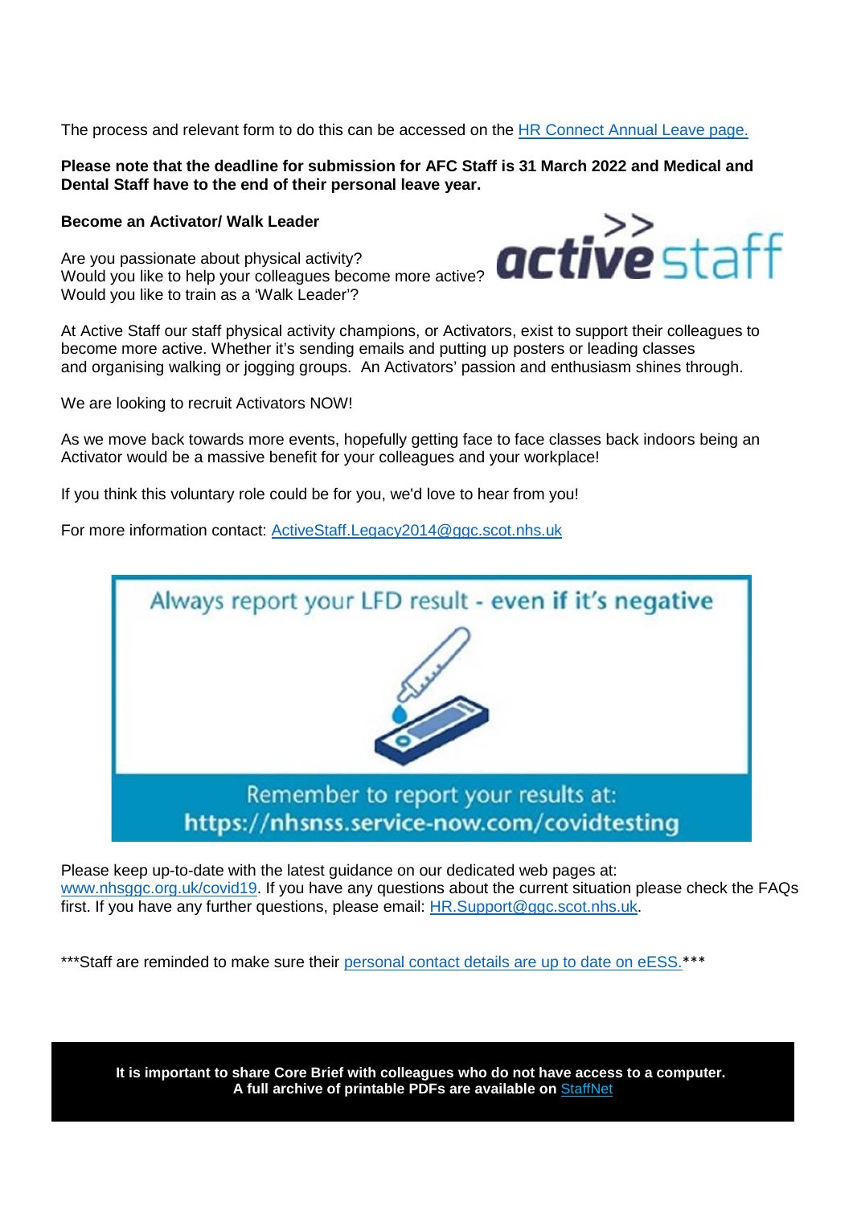The process and relevant form to do this can be accessed on the HR Connect Annual Leave page.

**Please note that the deadline for submission for AFC Staff is 31 March 2022 and Medical and Dental Staff have to the end of their personal leave year.**

**Become an Activator/ Walk Leader**

Are you passionate about physical activity?
Would you like to help your colleagues become more active?
Would you like to train as a 'Walk Leader'?

At Active Staff our staff physical activity champions, or Activators, exist to support their colleagues to become more active. Whether it's sending emails and putting up posters or leading classes and organising walking or jogging groups. An Activators' passion and enthusiasm shines through.

We are looking to recruit Activators NOW!

As we move back towards more events, hopefully getting face to face classes back indoors being an Activator would be a massive benefit for your colleagues and your workplace!

If you think this voluntary role could be for you, we'd love to hear from you!

For more information contact: ActiveStaff.Legacy2014@ggc.scot.nhs.uk

Always report your LFD result - even if it's negative

Remember to report your results at:
https://nhsnss.service-now.com/covidtesting

Please keep up-to-date with the latest guidance on our dedicated web pages at: www.nhsggc.org.uk/covid19. If you have any questions about the current situation please check the FAQs first. If you have any further questions, please email: HR.Support@ggc.scot.nhs.uk.

***Staff are reminded to make sure their personal contact details are up to date on eESS.***

**It is important to share Core Brief with colleagues who do not have access to a computer.**
**A full archive of printable PDFs are available on StaffNet**